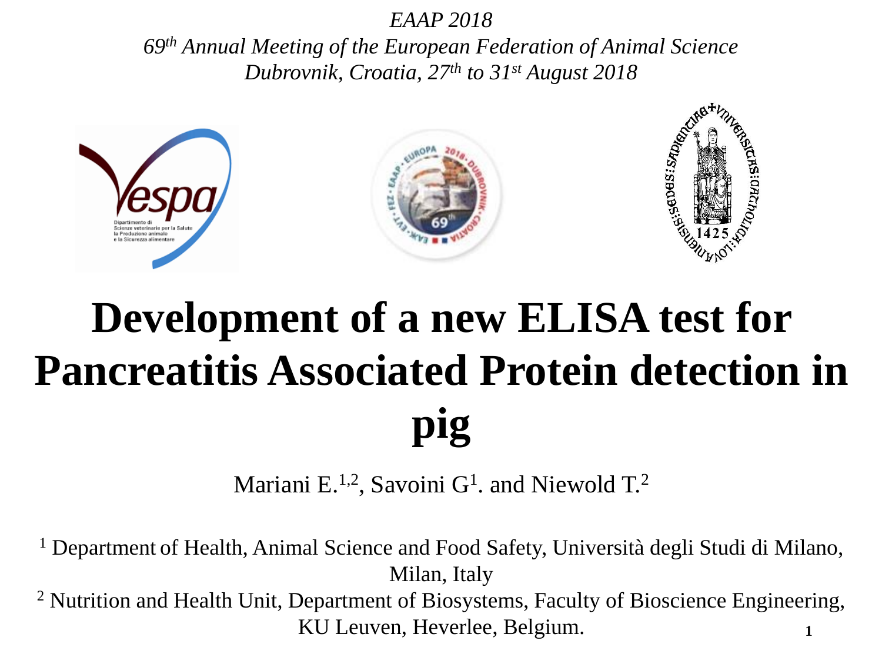*EAAP 2018*

*69th Annual Meeting of the European Federation of Animal Science*

*Dubrovnik, Croatia, 27th to 31st August 2018*

# Development of a new ELISA test for Pancreatitis Associated Protein detection in pig

Mariani E.[1,2], Savoini G[1]. and Niewold T.[2]

[1] Department of Health, Animal Science and Food Safety, Università degli Studi di Milano, Milan, Italy

[2] Nutrition and Health Unit, Department of Biosystems, Faculty of Bioscience Engineering, KU Leuven, Heverlee, Belgium.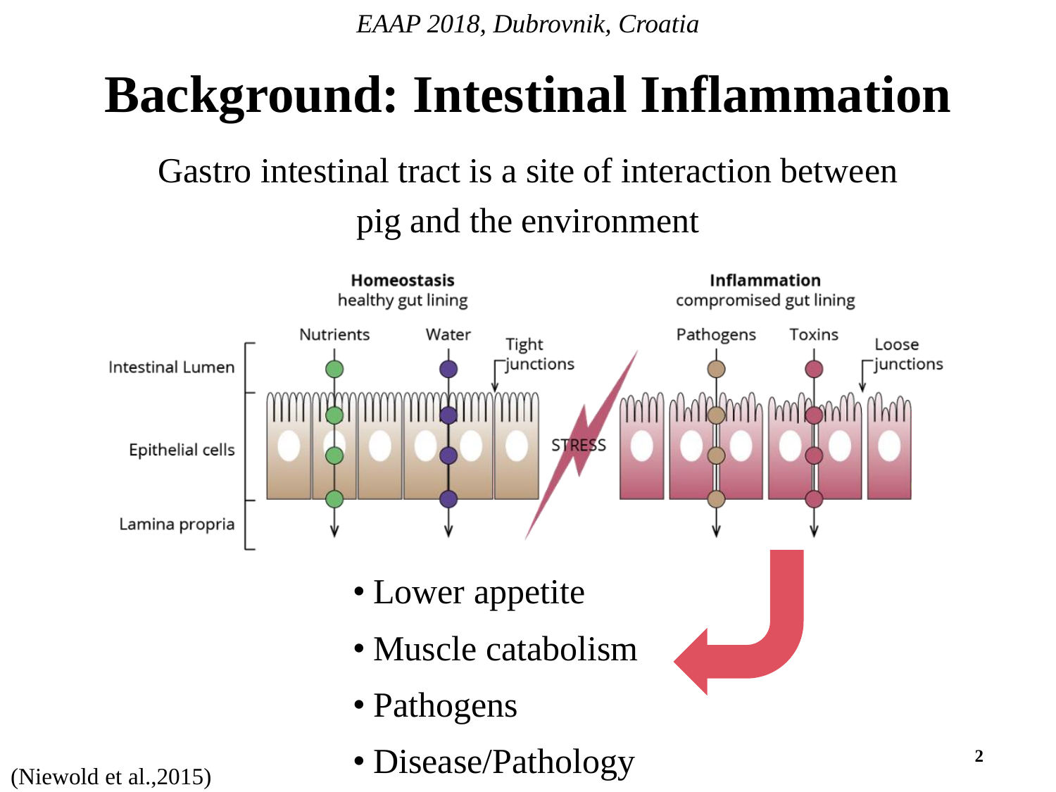# Background: Intestinal Inflammation

Gastro intestinal tract is a site of interaction between pig and the environment

**Homeostasis** healthy gut lining

**Inflammation** compromised gut lining

Intestinal Lumen | Epithelial cells | Lamina propria

Nutrients | Water | Tight junctions | STRESS | Pathogens | Toxins | Loose junctions

- Lower appetite
- Muscle catabolism
- Pathogens
- Disease/Pathology

(Niewold et al.,2015)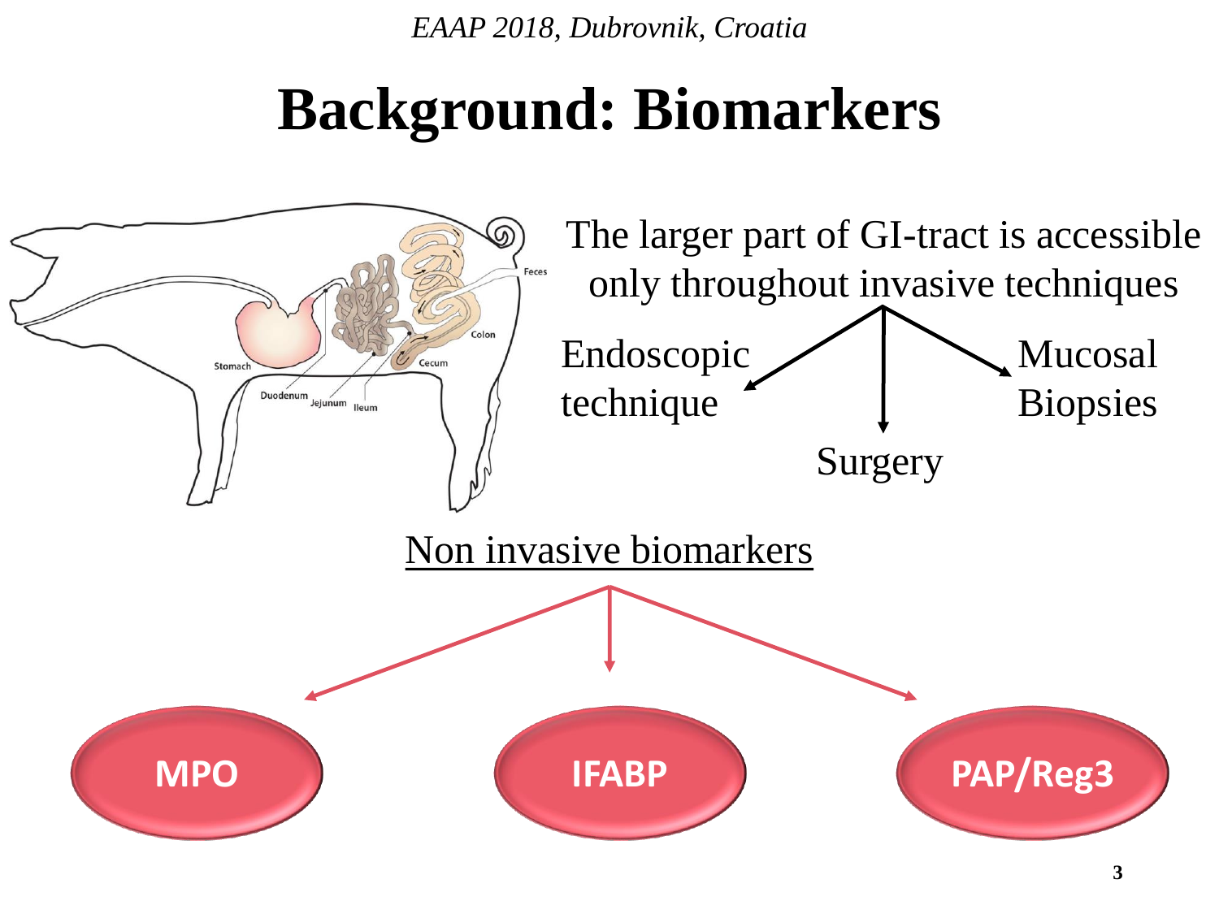# Background: Biomarkers

The larger part of GI-tract is accessible only throughout invasive techniques

- Endoscopic technique
- Surgery
- Mucosal Biopsies

Non invasive biomarkers

- MPO
- IFABP
- PAP/Reg3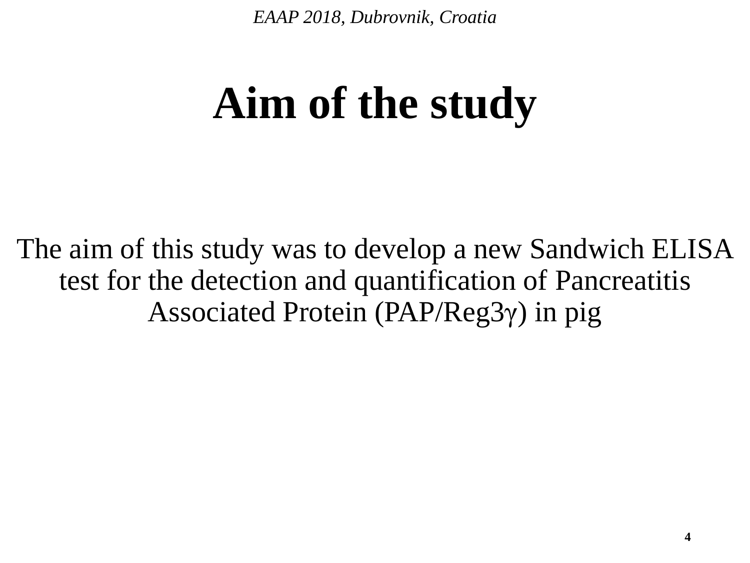# Aim of the study

The aim of this study was to develop a new Sandwich ELISA test for the detection and quantification of Pancreatitis Associated Protein (PAP/Reg3$\gamma$) in pig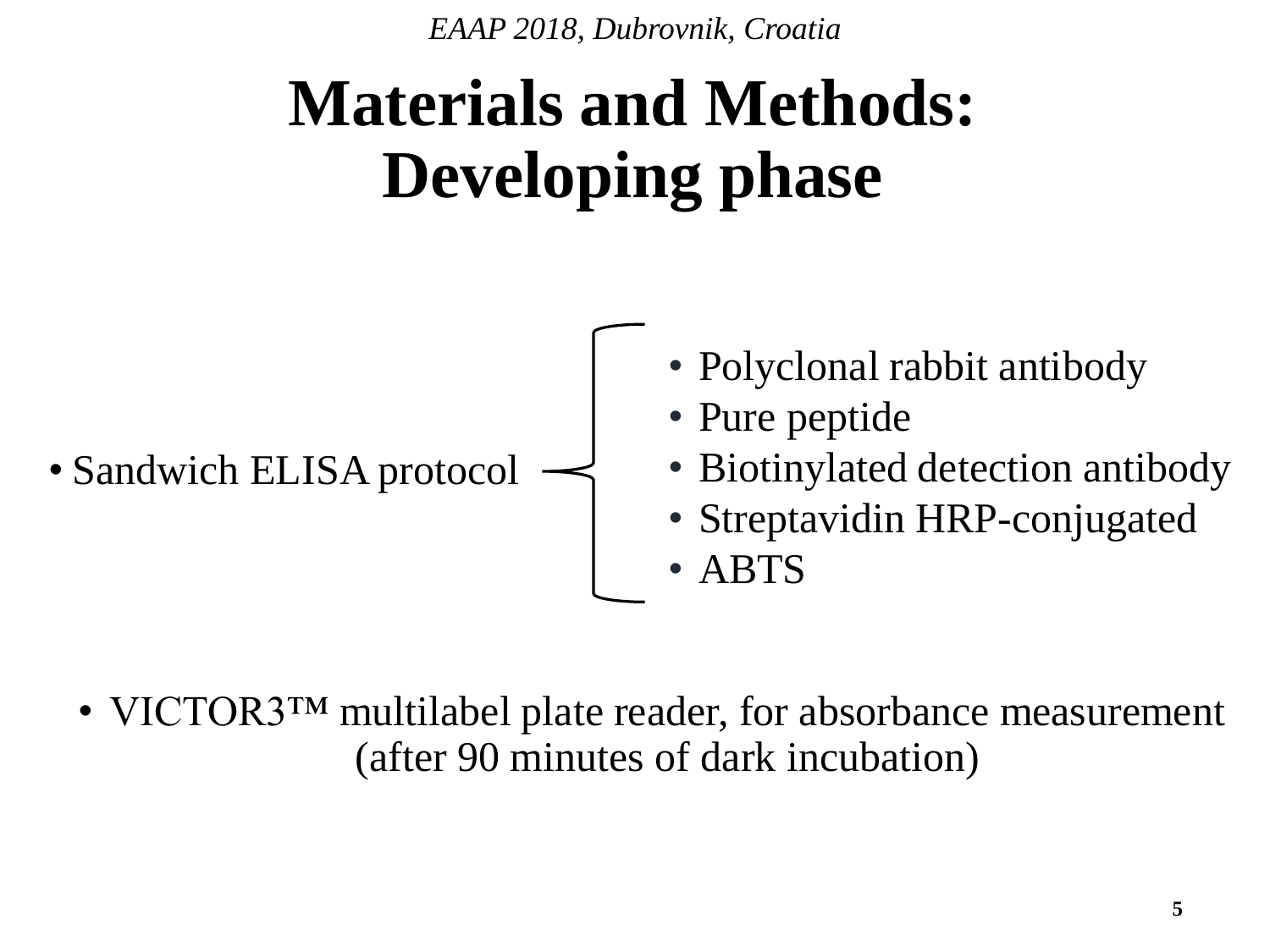# Materials and Methods: Developing phase

- Sandwich ELISA protocol
  - Polyclonal rabbit antibody
  - Pure peptide
  - Biotinylated detection antibody
  - Streptavidin HRP-conjugated
  - ABTS

- VICTOR3™ multilabel plate reader, for absorbance measurement (after 90 minutes of dark incubation)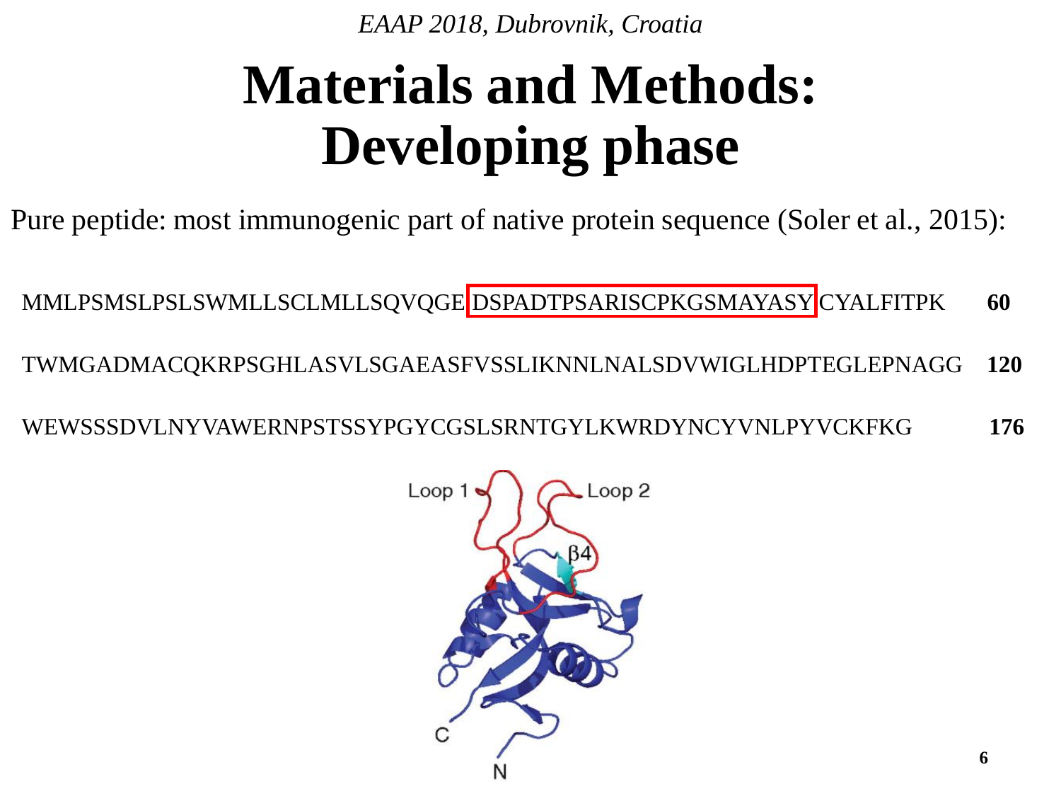EAAP 2018, Dubrovnik, Croatia

# Materials and Methods: Developing phase

Pure peptide: most immunogenic part of native protein sequence (Soler et al., 2015):

MMLPSMSLPSLSWMLLSCLMLLSQVQGE DSPADTPSARISCPKGSMAYASY CYALFITPK **60**

TWMGADMACQKRPSGHLASVLSGAEASFVSSLIKNNLNALSDVWIGLHDPTEGLEPNAGG **120**

WEWSSSDVLNYVAWERNPSTSSYPGYCGSLSRNTGYLKWRDYNCYVNLPYVCKFKG **176**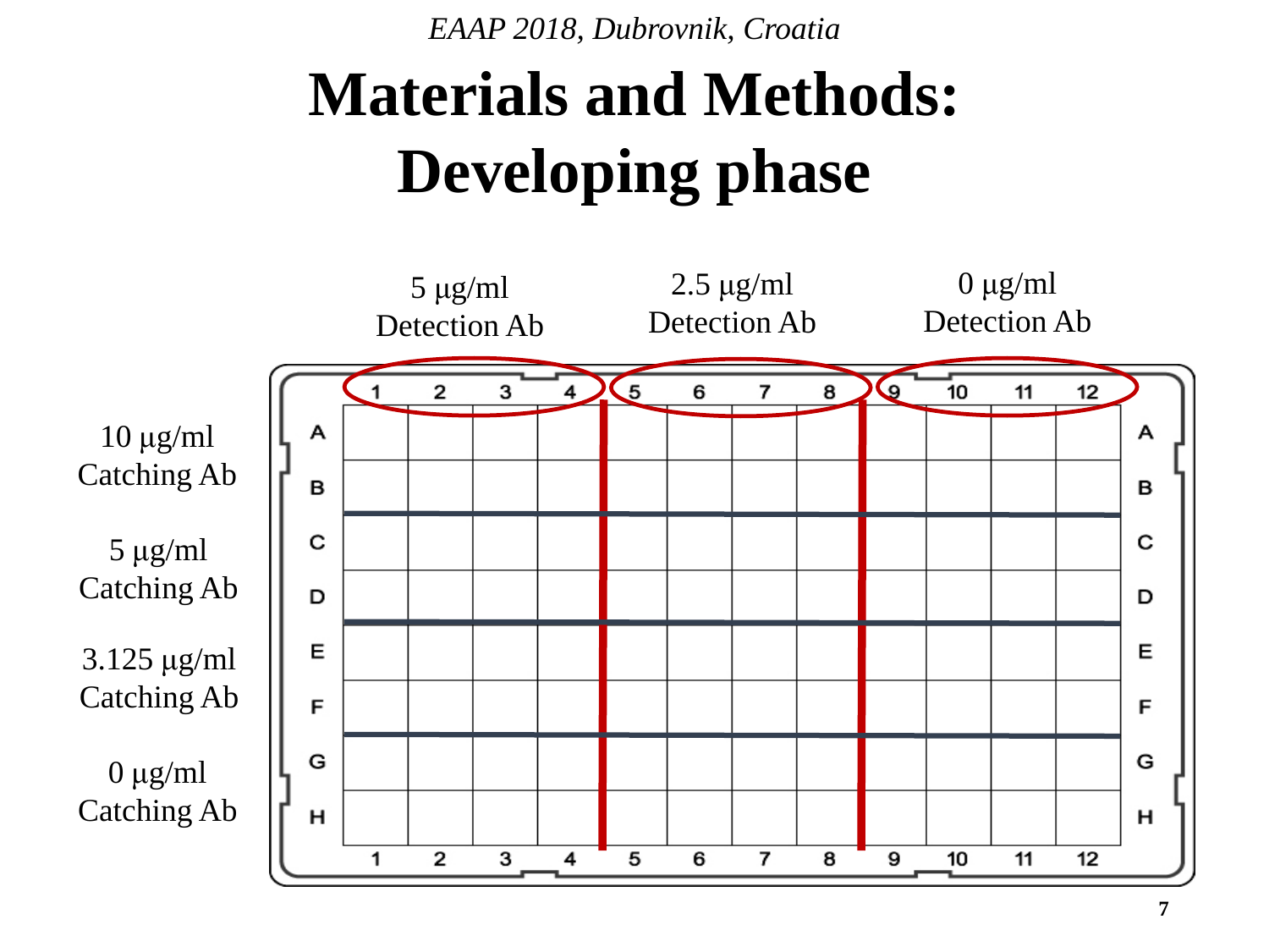# Materials and Methods: Developing phase

| | 5 μg/ml Detection Ab (columns 1–4) | 2.5 μg/ml Detection Ab (columns 5–8) | 0 μg/ml Detection Ab (columns 9–12) |
|---|---|---|---|
| 10 μg/ml Catching Ab (rows A–B) | | | |
| 5 μg/ml Catching Ab (rows C–D) | | | |
| 3.125 μg/ml Catching Ab (rows E–F) | | | |
| 0 μg/ml Catching Ab (rows G–H) | | | |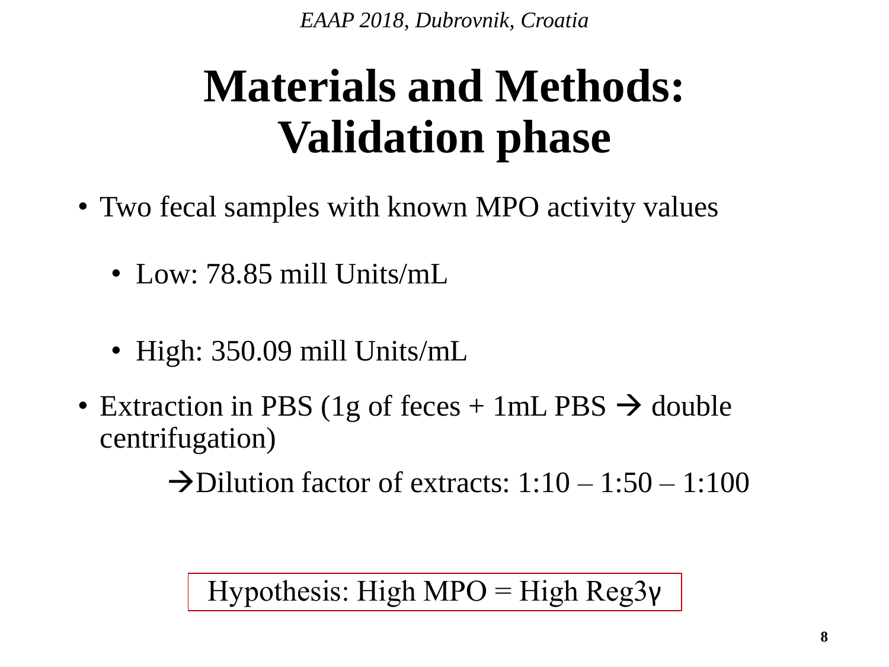# Materials and Methods: Validation phase

- Two fecal samples with known MPO activity values
  - Low: 78.85 mill Units/mL
  - High: 350.09 mill Units/mL
- Extraction in PBS (1g of feces + 1mL PBS → double centrifugation)

  →Dilution factor of extracts: 1:10 – 1:50 – 1:100

Hypothesis: High MPO = High Reg3γ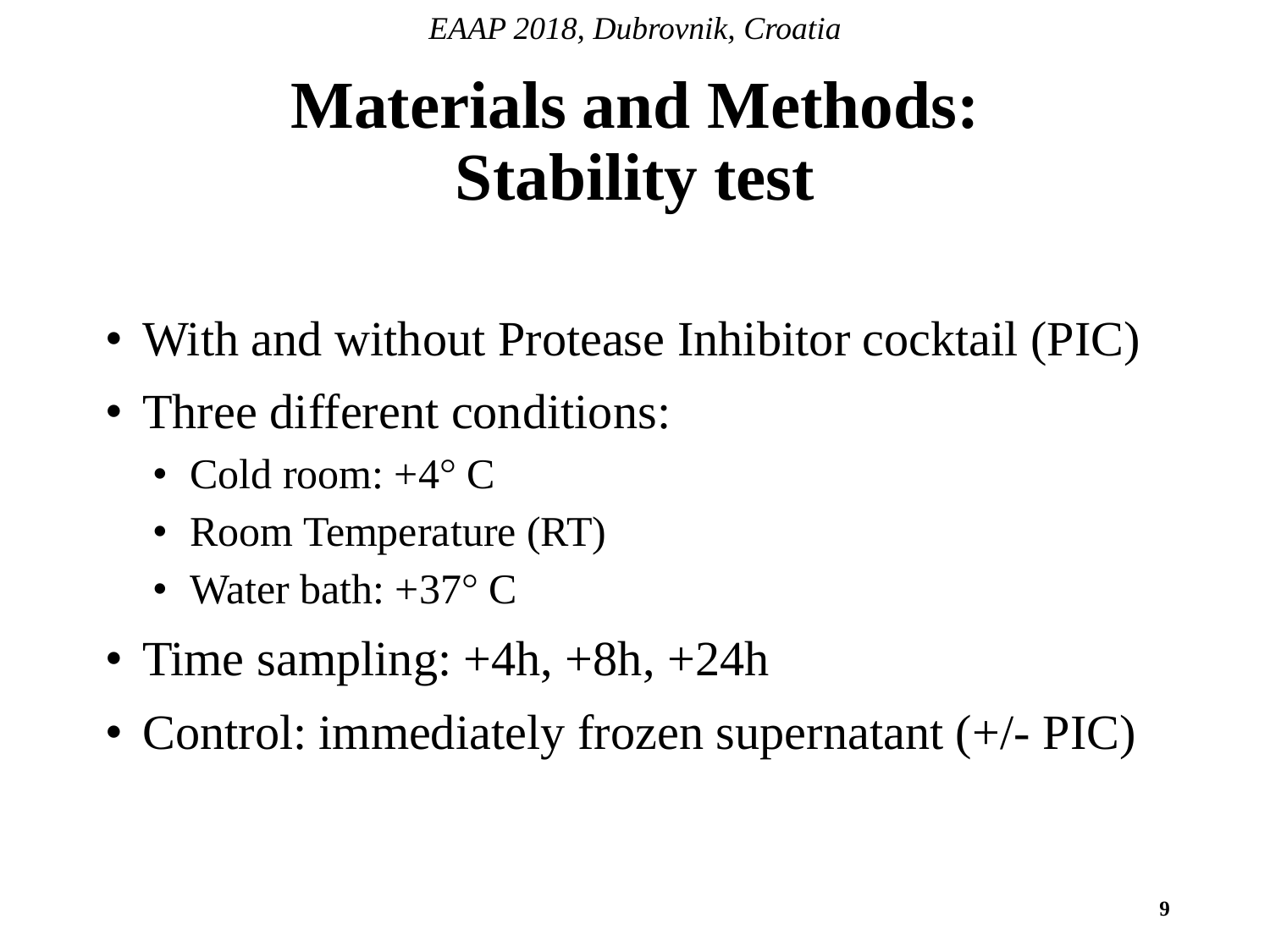# Materials and Methods: Stability test

- With and without Protease Inhibitor cocktail (PIC)
- Three different conditions:
  - Cold room: +4° C
  - Room Temperature (RT)
  - Water bath: +37° C
- Time sampling: +4h, +8h, +24h
- Control: immediately frozen supernatant (+/- PIC)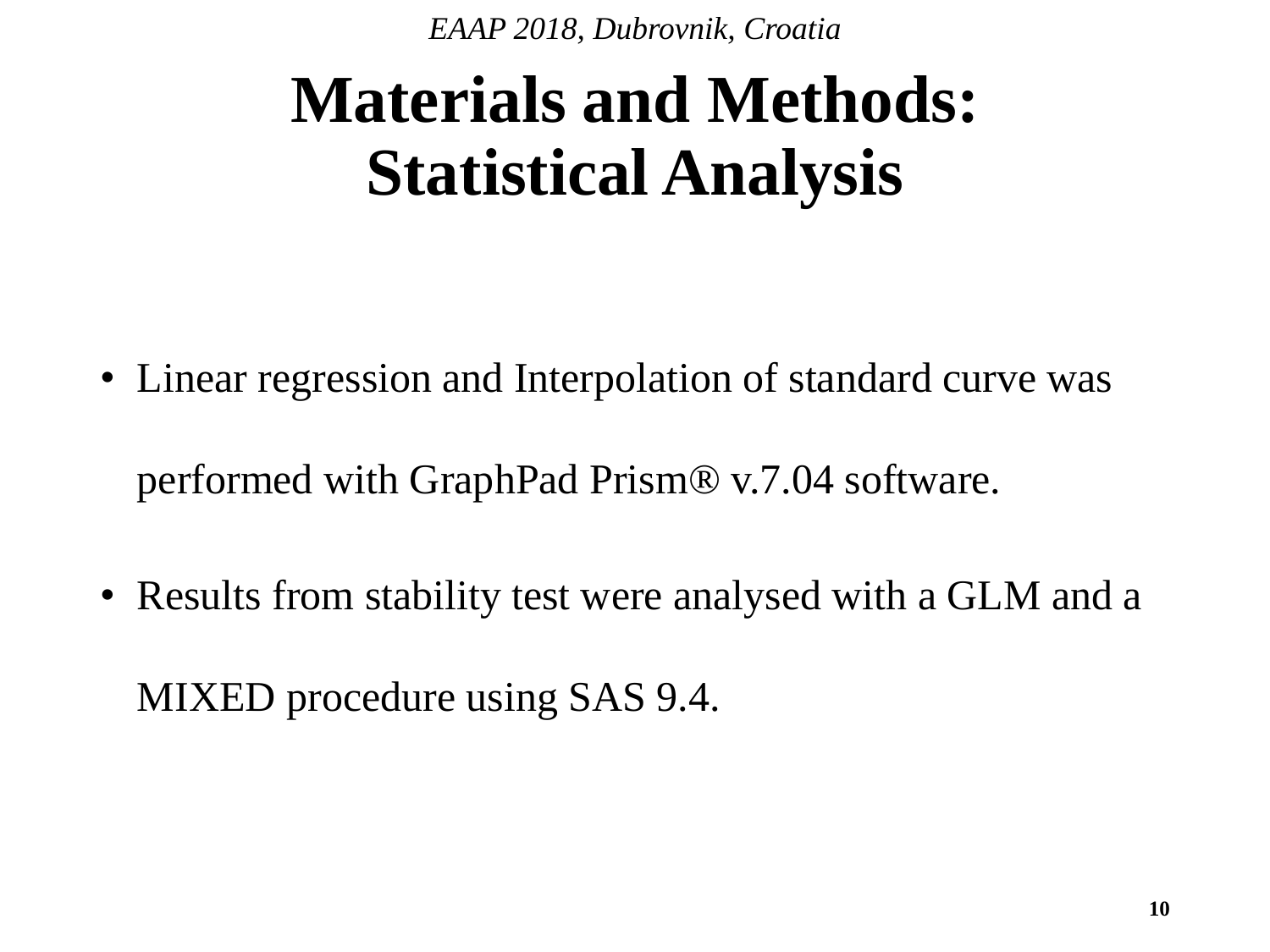# Materials and Methods: Statistical Analysis

- Linear regression and Interpolation of standard curve was performed with GraphPad Prism® v.7.04 software.
- Results from stability test were analysed with a GLM and a MIXED procedure using SAS 9.4.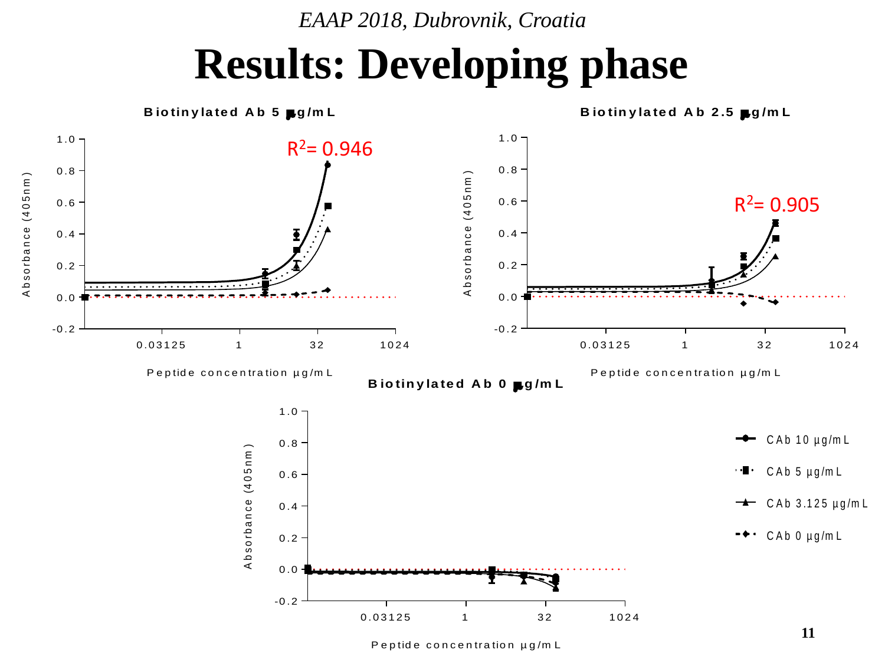# Results: Developing phase

**Biotinylated Ab 5 µg/mL**

$R^2$= 0.946

Absorbance (405nm)

Peptide concentration µg/mL

**Biotinylated Ab 2.5 µg/mL**

$R^2$= 0.905

Absorbance (405nm)

Peptide concentration µg/mL

**Biotinylated Ab 0 µg/mL**

Absorbance (405nm)

Peptide concentration µg/mL

- CAb 10 µg/mL
- CAb 5 µg/mL
- CAb 3.125 µg/mL
- CAb 0 µg/mL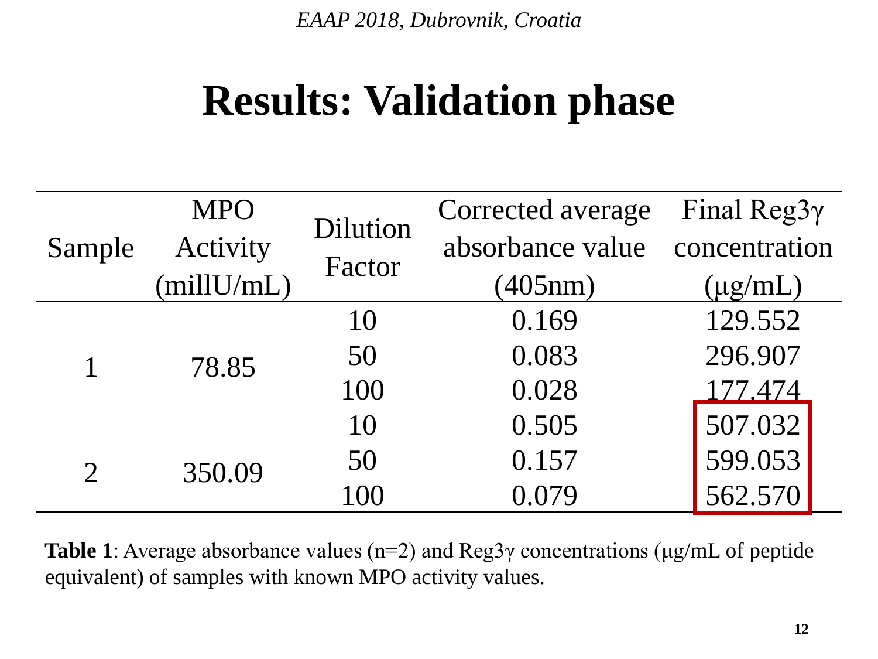# Results: Validation phase

| Sample | MPO Activity (millU/mL) | Dilution Factor | Corrected average absorbance value (405nm) | Final Reg3γ concentration (μg/mL) |
|---|---|---|---|---|
| 1 | 78.85 | 10 | 0.169 | 129.552 |
| | | 50 | 0.083 | 296.907 |
| | | 100 | 0.028 | 177.474 |
| 2 | 350.09 | 10 | 0.505 | 507.032 |
| | | 50 | 0.157 | 599.053 |
| | | 100 | 0.079 | 562.570 |

**Table 1**: Average absorbance values (n=2) and Reg3γ concentrations (μg/mL of peptide equivalent) of samples with known MPO activity values.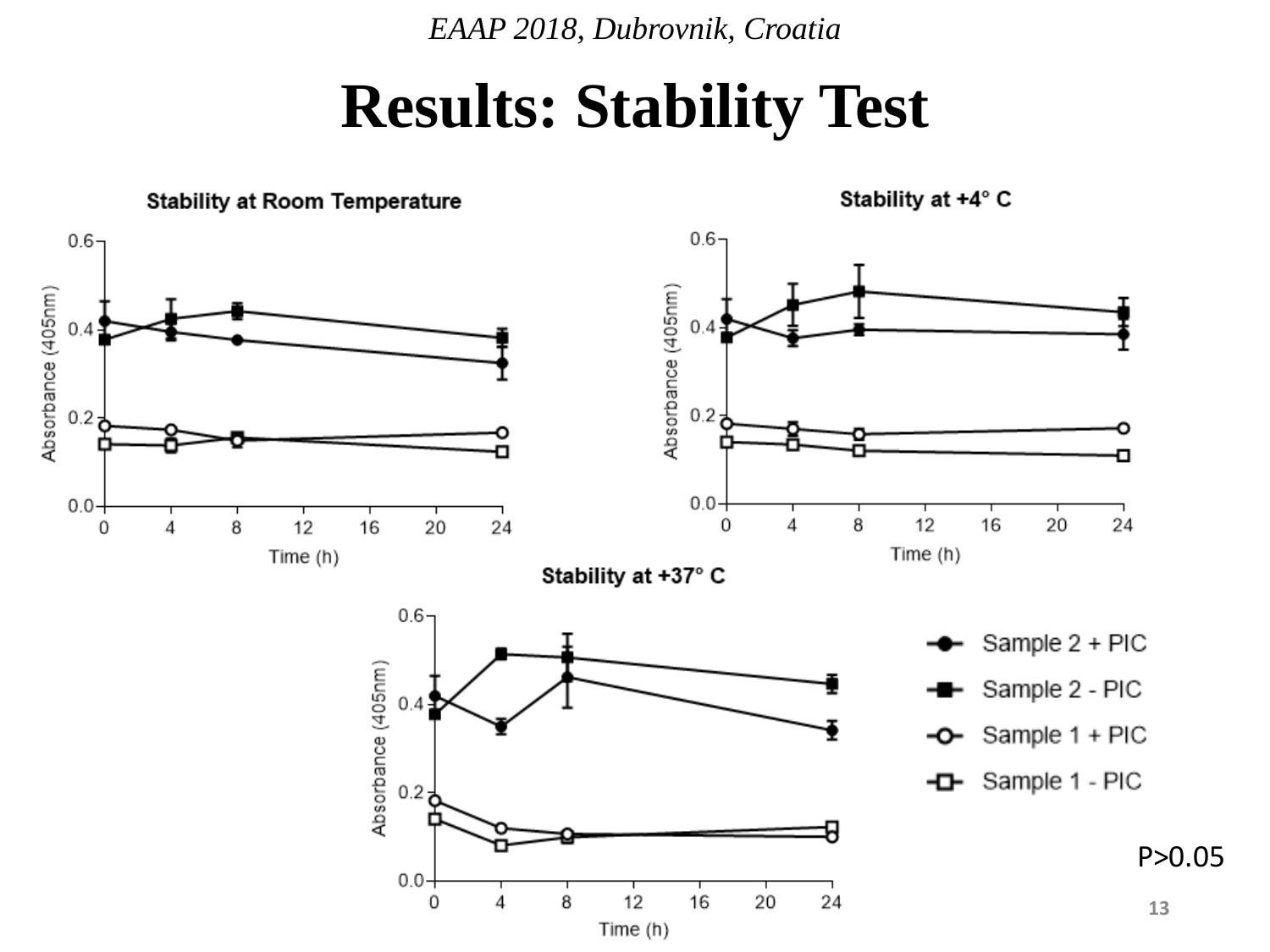# Results: Stability Test

### Stability at Room Temperature

### Stability at +4° C

### Stability at +37° C

- Sample 2 + PIC
- Sample 2 - PIC
- Sample 1 + PIC
- Sample 1 - PIC

P>0.05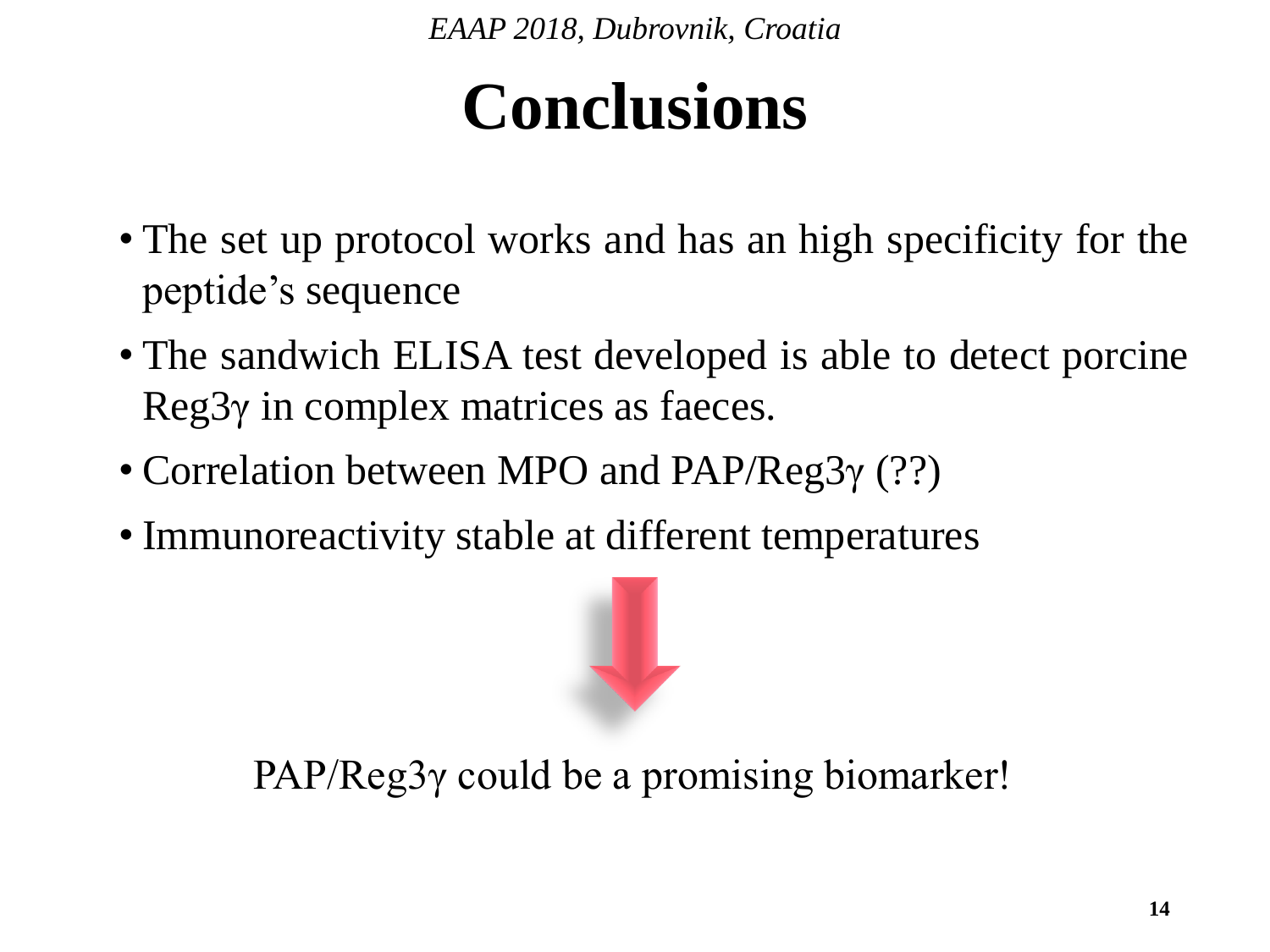# Conclusions

- The set up protocol works and has an high specificity for the peptide's sequence
- The sandwich ELISA test developed is able to detect porcine Reg3γ in complex matrices as faeces.
- Correlation between MPO and PAP/Reg3γ (??)
- Immunoreactivity stable at different temperatures

PAP/Reg3γ could be a promising biomarker!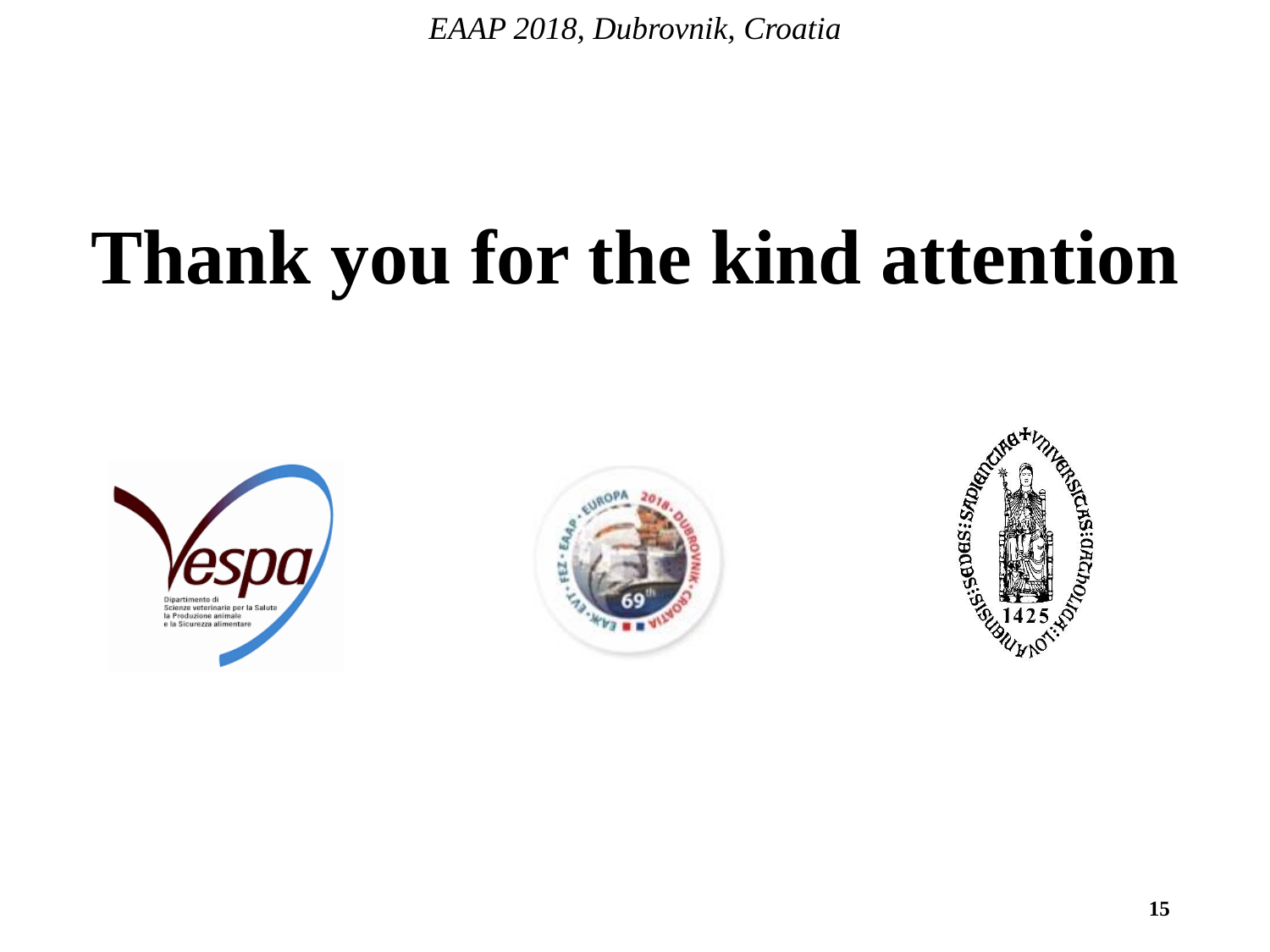# Thank you for the kind attention